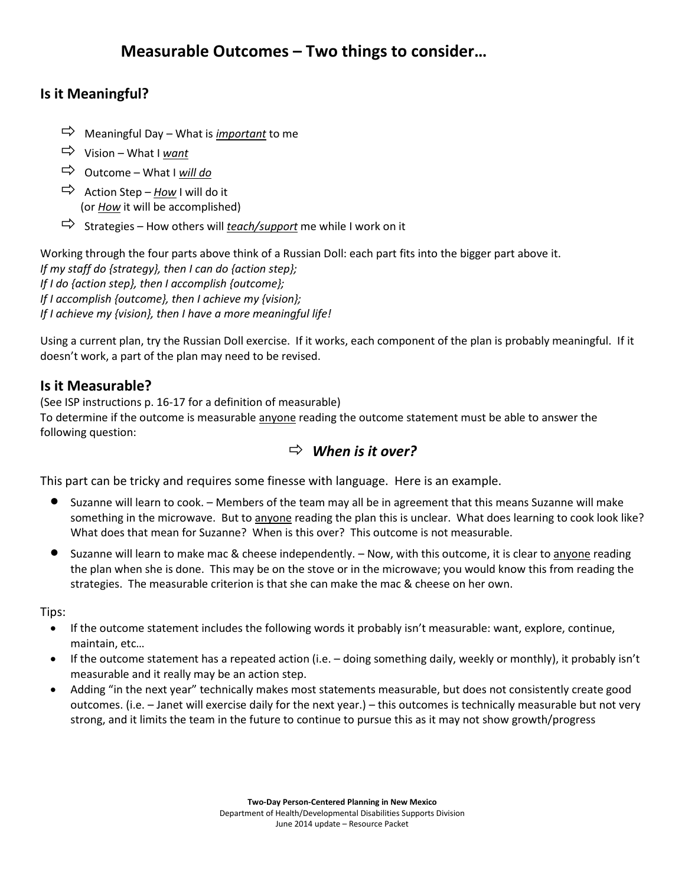# Measurable Outcomes – Two things to consider…

## Is it Meaningful?

- ⇨ Meaningful Day – What is ***important*** to me
- ⇨ Vision – What I ***want***
- ⇨ Outcome – What I ***will do***
- ⇨ Action Step – ***How*** I will do it (or ***How*** it will be accomplished)
- ⇨ Strategies – How others will ***teach/support*** me while I work on it

Working through the four parts above think of a Russian Doll: each part fits into the bigger part above it.
*If my staff do {strategy}, then I can do {action step};*
*If I do {action step}, then I accomplish {outcome};*
*If I accomplish {outcome}, then I achieve my {vision};*
*If I achieve my {vision}, then I have a more meaningful life!*

Using a current plan, try the Russian Doll exercise. If it works, each component of the plan is probably meaningful. If it doesn't work, a part of the plan may need to be revised.

## Is it Measurable?

(See ISP instructions p. 16-17 for a definition of measurable)
To determine if the outcome is measurable anyone reading the outcome statement must be able to answer the following question:

⇨ ***When is it over?***

This part can be tricky and requires some finesse with language. Here is an example.

- Suzanne will learn to cook. – Members of the team may all be in agreement that this means Suzanne will make something in the microwave. But to anyone reading the plan this is unclear. What does learning to cook look like? What does that mean for Suzanne? When is this over? This outcome is not measurable.
- Suzanne will learn to make mac & cheese independently. – Now, with this outcome, it is clear to anyone reading the plan when she is done. This may be on the stove or in the microwave; you would know this from reading the strategies. The measurable criterion is that she can make the mac & cheese on her own.

Tips:

- If the outcome statement includes the following words it probably isn't measurable: want, explore, continue, maintain, etc…
- If the outcome statement has a repeated action (i.e. – doing something daily, weekly or monthly), it probably isn't measurable and it really may be an action step.
- Adding "in the next year" technically makes most statements measurable, but does not consistently create good outcomes. (i.e. – Janet will exercise daily for the next year.) – this outcomes is technically measurable but not very strong, and it limits the team in the future to continue to pursue this as it may not show growth/progress

**Two-Day Person-Centered Planning in New Mexico**
Department of Health/Developmental Disabilities Supports Division
June 2014 update – Resource Packet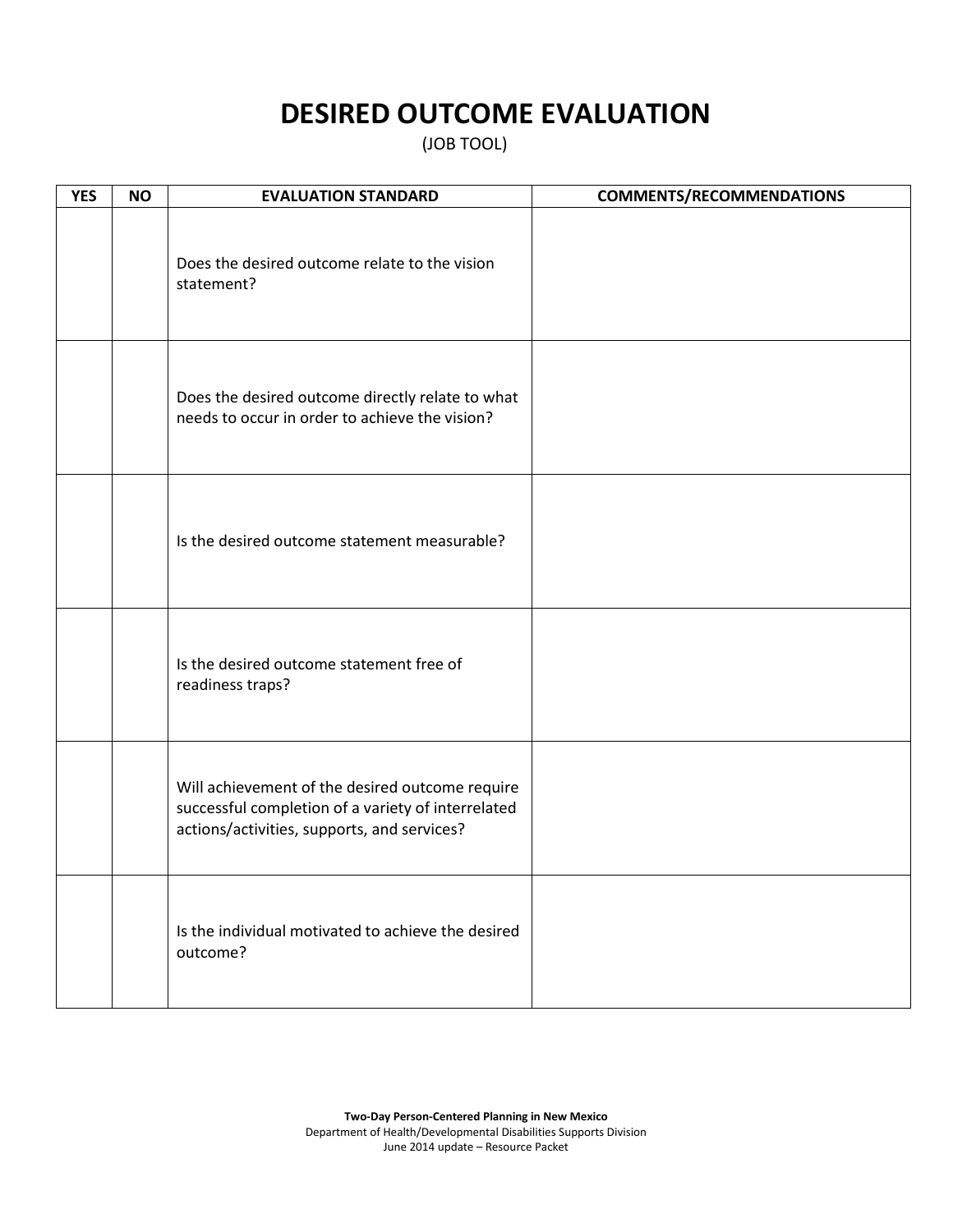# DESIRED OUTCOME EVALUATION

(JOB TOOL)

| YES | NO | EVALUATION STANDARD | COMMENTS/RECOMMENDATIONS |
|---|---|---|---|
| | | Does the desired outcome relate to the vision statement? | |
| | | Does the desired outcome directly relate to what needs to occur in order to achieve the vision? | |
| | | Is the desired outcome statement measurable? | |
| | | Is the desired outcome statement free of readiness traps? | |
| | | Will achievement of the desired outcome require successful completion of a variety of interrelated actions/activities, supports, and services? | |
| | | Is the individual motivated to achieve the desired outcome? | |

**Two-Day Person-Centered Planning in New Mexico**
Department of Health/Developmental Disabilities Supports Division
June 2014 update – Resource Packet